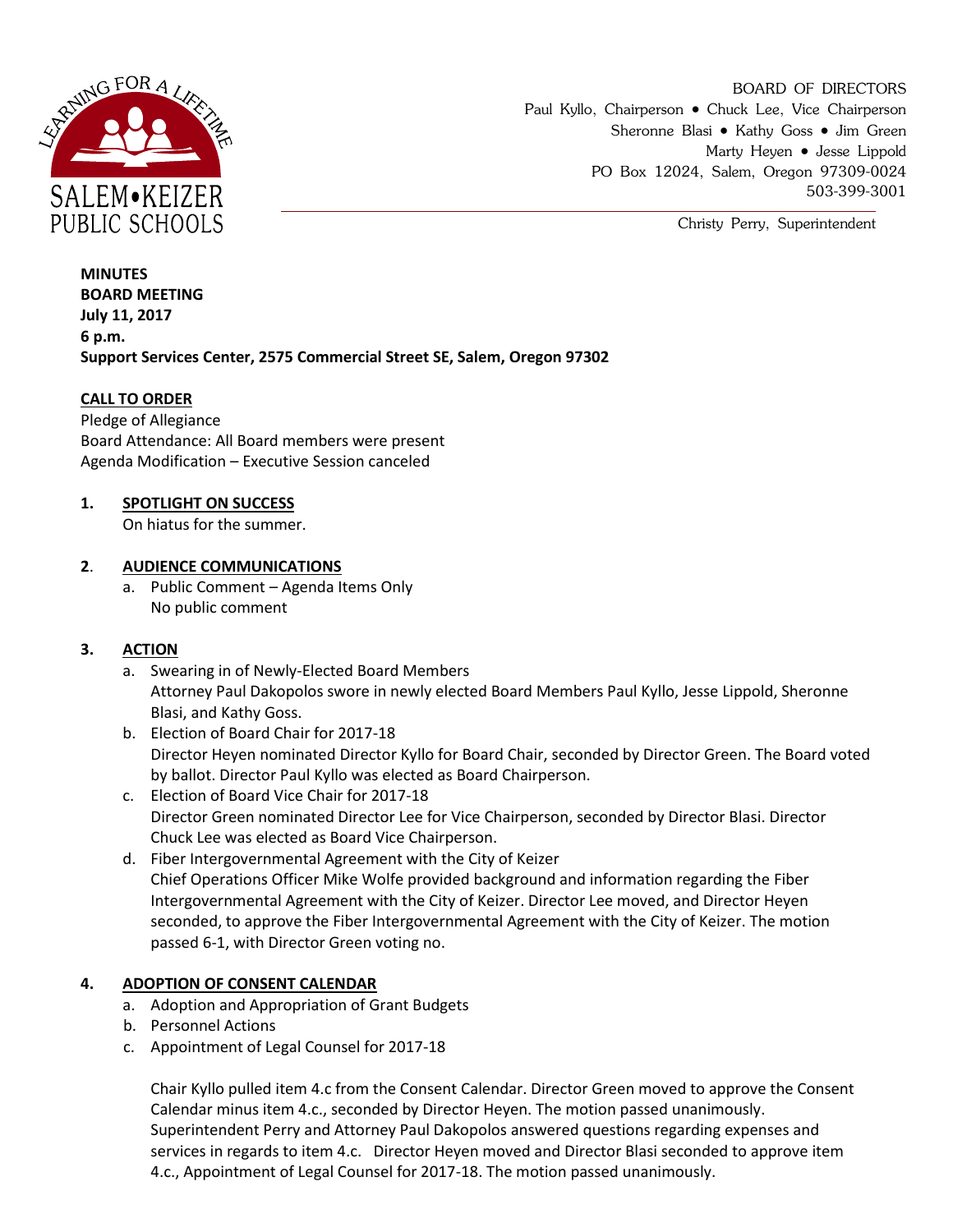SALEM•KEIZER PUBLIC SCHOOLS

BOARD OF DIRECTORS
Paul Kyllo, Chairperson • Chuck Lee, Vice Chairperson
Sheronne Blasi • Kathy Goss • Jim Green
Marty Heyen • Jesse Lippold
PO Box 12024, Salem, Oregon 97309-0024
503-399-3001

Christy Perry, Superintendent

**MINUTES**
**BOARD MEETING**
**July 11, 2017**
**6 p.m.**
**Support Services Center, 2575 Commercial Street SE, Salem, Oregon 97302**

## CALL TO ORDER

Pledge of Allegiance
Board Attendance: All Board members were present
Agenda Modification – Executive Session canceled

## 1. SPOTLIGHT ON SUCCESS

On hiatus for the summer.

## 2. AUDIENCE COMMUNICATIONS

a. Public Comment – Agenda Items Only
   No public comment

## 3. ACTION

a. Swearing in of Newly-Elected Board Members
   Attorney Paul Dakopolos swore in newly elected Board Members Paul Kyllo, Jesse Lippold, Sheronne Blasi, and Kathy Goss.
b. Election of Board Chair for 2017-18
   Director Heyen nominated Director Kyllo for Board Chair, seconded by Director Green. The Board voted by ballot. Director Paul Kyllo was elected as Board Chairperson.
c. Election of Board Vice Chair for 2017-18
   Director Green nominated Director Lee for Vice Chairperson, seconded by Director Blasi. Director Chuck Lee was elected as Board Vice Chairperson.
d. Fiber Intergovernmental Agreement with the City of Keizer
   Chief Operations Officer Mike Wolfe provided background and information regarding the Fiber Intergovernmental Agreement with the City of Keizer. Director Lee moved, and Director Heyen seconded, to approve the Fiber Intergovernmental Agreement with the City of Keizer. The motion passed 6-1, with Director Green voting no.

## 4. ADOPTION OF CONSENT CALENDAR

a. Adoption and Appropriation of Grant Budgets
b. Personnel Actions
c. Appointment of Legal Counsel for 2017-18

Chair Kyllo pulled item 4.c from the Consent Calendar. Director Green moved to approve the Consent Calendar minus item 4.c., seconded by Director Heyen. The motion passed unanimously. Superintendent Perry and Attorney Paul Dakopolos answered questions regarding expenses and services in regards to item 4.c. Director Heyen moved and Director Blasi seconded to approve item 4.c., Appointment of Legal Counsel for 2017-18. The motion passed unanimously.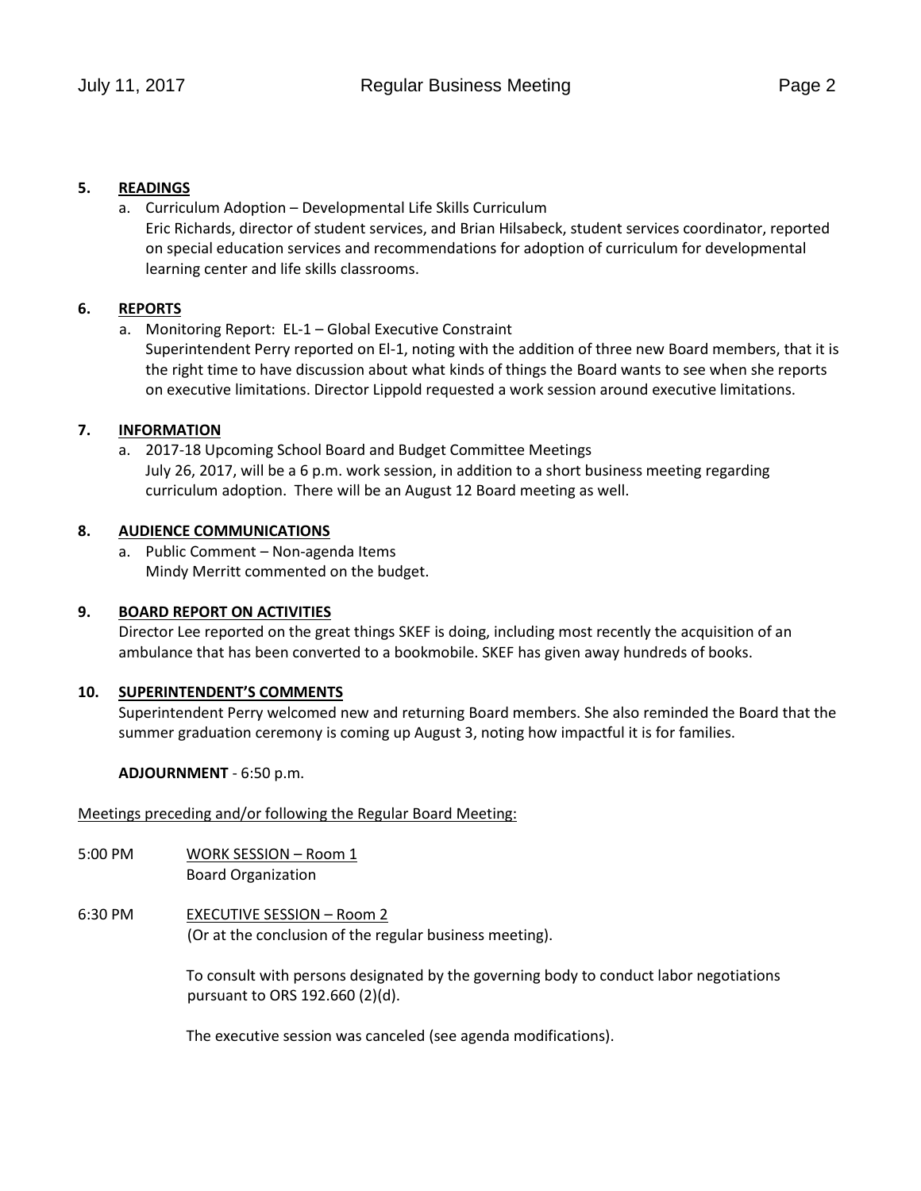## 5. READINGS

a. Curriculum Adoption – Developmental Life Skills Curriculum
   Eric Richards, director of student services, and Brian Hilsabeck, student services coordinator, reported on special education services and recommendations for adoption of curriculum for developmental learning center and life skills classrooms.

## 6. REPORTS

a. Monitoring Report: EL-1 – Global Executive Constraint
   Superintendent Perry reported on El-1, noting with the addition of three new Board members, that it is the right time to have discussion about what kinds of things the Board wants to see when she reports on executive limitations. Director Lippold requested a work session around executive limitations.

## 7. INFORMATION

a. 2017-18 Upcoming School Board and Budget Committee Meetings
   July 26, 2017, will be a 6 p.m. work session, in addition to a short business meeting regarding curriculum adoption. There will be an August 12 Board meeting as well.

## 8. AUDIENCE COMMUNICATIONS

a. Public Comment – Non-agenda Items
   Mindy Merritt commented on the budget.

## 9. BOARD REPORT ON ACTIVITIES

Director Lee reported on the great things SKEF is doing, including most recently the acquisition of an ambulance that has been converted to a bookmobile. SKEF has given away hundreds of books.

## 10. SUPERINTENDENT'S COMMENTS

Superintendent Perry welcomed new and returning Board members. She also reminded the Board that the summer graduation ceremony is coming up August 3, noting how impactful it is for families.

**ADJOURNMENT** - 6:50 p.m.

Meetings preceding and/or following the Regular Board Meeting:

5:00 PM — WORK SESSION – Room 1
Board Organization

6:30 PM — EXECUTIVE SESSION – Room 2
(Or at the conclusion of the regular business meeting).

To consult with persons designated by the governing body to conduct labor negotiations pursuant to ORS 192.660 (2)(d).

The executive session was canceled (see agenda modifications).